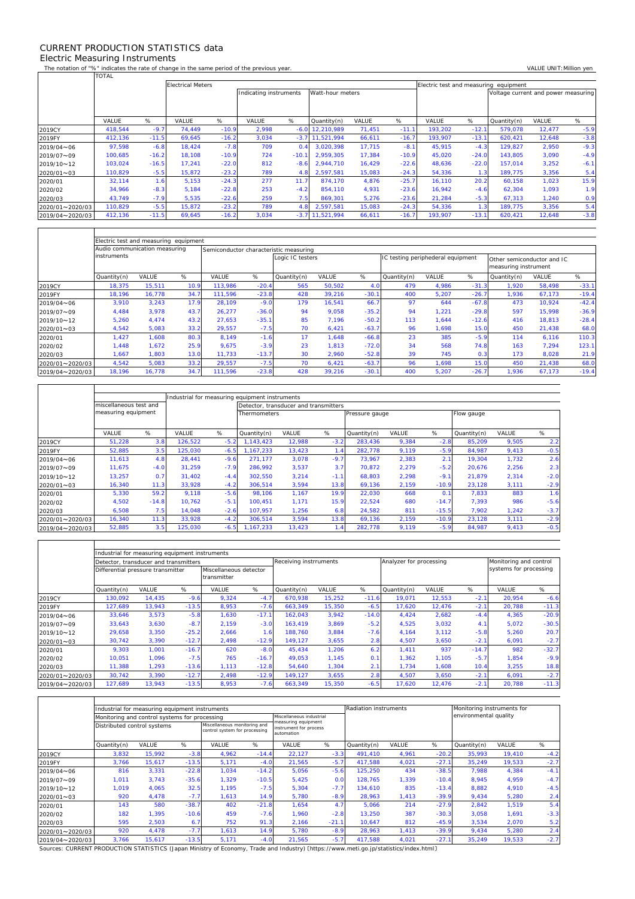# CURRENT PRODUCTION STATISTICS data

## Electric Measuring Instruments

The notation of "%" indicates the rate of change in the same period of the previous year.

VALUE UNIT:Million yen

| | TOTAL | | Electrical Meters | | | | | | | Electric test and measuring equipment | | | | |
|---|---|---|---|---|---|---|---|---|---|---|---|---|---|---|
| | | | | | Indicating instruments | | Watt-hour meters | | | | | Voltage current and power measuring | | |
| | VALUE | % | VALUE | % | VALUE | % | Quantity(n) | VALUE | % | VALUE | % | Quantity(n) | VALUE | % |
| 2019CY | 418,544 | -9.7 | 74,449 | -10.9 | 2,998 | -6.0 | 12,210,989 | 71,451 | -11.1 | 193,202 | -12.1 | 579,078 | 12,477 | -5.9 |
| 2019FY | 412,136 | -11.5 | 69,645 | -16.2 | 3,034 | -3.7 | 11,521,994 | 66,611 | -16.7 | 193,907 | -13.1 | 620,421 | 12,648 | -3.8 |
| 2019/04～06 | 97,598 | -6.8 | 18,424 | -7.8 | 709 | 0.4 | 3,020,398 | 17,715 | -8.1 | 45,915 | -4.3 | 129,827 | 2,950 | -9.3 |
| 2019/07～09 | 100,685 | -16.2 | 18,108 | -10.9 | 724 | -10.1 | 2,959,305 | 17,384 | -10.9 | 45,020 | -24.0 | 143,805 | 3,090 | -4.9 |
| 2019/10～12 | 103,024 | -16.5 | 17,241 | -22.0 | 812 | -8.6 | 2,944,710 | 16,429 | -22.6 | 48,636 | -22.0 | 157,014 | 3,252 | -6.1 |
| 2020/01～03 | 110,829 | -5.5 | 15,872 | -23.2 | 789 | 4.8 | 2,597,581 | 15,083 | -24.3 | 54,336 | 1.3 | 189,775 | 3,356 | 5.4 |
| 2020/01 | 32,114 | 1.6 | 5,153 | -24.3 | 277 | 11.7 | 874,170 | 4,876 | -25.7 | 16,110 | 20.2 | 60,158 | 1,023 | 15.9 |
| 2020/02 | 34,966 | -8.3 | 5,184 | -22.8 | 253 | -4.2 | 854,110 | 4,931 | -23.6 | 16,942 | -4.6 | 62,304 | 1,093 | 1.9 |
| 2020/03 | 43,749 | -7.9 | 5,535 | -22.6 | 259 | 7.5 | 869,301 | 5,276 | -23.6 | 21,284 | -5.3 | 67,313 | 1,240 | 0.9 |
| 2020/01～2020/03 | 110,829 | -5.5 | 15,872 | -23.2 | 789 | 4.8 | 2,597,581 | 15,083 | -24.3 | 54,336 | 1.3 | 189,775 | 3,356 | 5.4 |
| 2019/04～2020/03 | 412,136 | -11.5 | 69,645 | -16.2 | 3,034 | -3.7 | 11,521,994 | 66,611 | -16.7 | 193,907 | -13.1 | 620,421 | 12,648 | -3.8 |

| | Electric test and measuring equipment | | | | | | | | | | | | | |
|---|---|---|---|---|---|---|---|---|---|---|---|---|---|---|
| | Audio communication measuring instruments | | | Semiconductor characteristic measuring | | | | | | | | | | |
| | | | | | | Logic IC testers | | | IC testing periphederal equipment | | | Other semiconductor and IC measuring instrument | | |
| | Quantity(n) | VALUE | % | VALUE | % | Quantity(n) | VALUE | % | Quantity(n) | VALUE | % | Quantity(n) | VALUE | % |
| 2019CY | 18,375 | 15,511 | 10.9 | 113,986 | -20.4 | 565 | 50,502 | 4.0 | 479 | 4,986 | -31.3 | 1,920 | 58,498 | -33.1 |
| 2019FY | 18,196 | 16,778 | 34.7 | 111,596 | -23.8 | 428 | 39,216 | -30.1 | 400 | 5,207 | -26.7 | 1,936 | 67,173 | -19.4 |
| 2019/04～06 | 3,910 | 3,243 | 17.9 | 28,109 | -9.0 | 179 | 16,541 | 66.7 | 97 | 644 | -67.8 | 473 | 10,924 | -42.4 |
| 2019/07～09 | 4,484 | 3,978 | 43.7 | 26,277 | -36.0 | 94 | 9,058 | -35.2 | 94 | 1,221 | -29.8 | 597 | 15,998 | -36.9 |
| 2019/10～12 | 5,260 | 4,474 | 43.2 | 27,653 | -35.1 | 85 | 7,196 | -50.2 | 113 | 1,644 | -12.6 | 416 | 18,813 | -28.4 |
| 2020/01～03 | 4,542 | 5,083 | 33.2 | 29,557 | -7.5 | 70 | 6,421 | -63.7 | 96 | 1,698 | 15.0 | 450 | 21,438 | 68.0 |
| 2020/01 | 1,427 | 1,608 | 80.3 | 8,149 | -1.6 | 17 | 1,648 | -66.8 | 23 | 385 | -5.9 | 114 | 6,116 | 110.3 |
| 2020/02 | 1,448 | 1,672 | 25.9 | 9,675 | -3.9 | 23 | 1,813 | -72.0 | 34 | 568 | 74.8 | 163 | 7,294 | 123.1 |
| 2020/03 | 1,667 | 1,803 | 13.0 | 11,733 | -13.7 | 30 | 2,960 | -52.8 | 39 | 745 | 0.3 | 173 | 8,028 | 21.9 |
| 2020/01～2020/03 | 4,542 | 5,083 | 33.2 | 29,557 | -7.5 | 70 | 6,421 | -63.7 | 96 | 1,698 | 15.0 | 450 | 21,438 | 68.0 |
| 2019/04～2020/03 | 18,196 | 16,778 | 34.7 | 111,596 | -23.8 | 428 | 39,216 | -30.1 | 400 | 5,207 | -26.7 | 1,936 | 67,173 | -19.4 |

| | miscellaneous test and measuring equipment | | Industrial for measuring equipment instruments | | | | | | | | | | | |
|---|---|---|---|---|---|---|---|---|---|---|---|---|---|---|
| | | | | | Detector, transducer and transmitters | | | | | | | | | |
| | | | | | Thermometers | | | Pressure gauge | | | Flow gauge | | | |
| | VALUE | % | VALUE | % | Quantity(n) | VALUE | % | Quantity(n) | VALUE | % | Quantity(n) | VALUE | % | |
| 2019CY | 51,228 | 3.8 | 126,522 | -5.2 | 1,143,423 | 12,988 | -3.2 | 283,436 | 9,384 | -2.8 | 85,209 | 9,505 | 2.2 | |
| 2019FY | 52,885 | 3.5 | 125,030 | -6.5 | 1,167,233 | 13,423 | 1.4 | 282,778 | 9,119 | -5.9 | 84,987 | 9,413 | -0.5 | |
| 2019/04～06 | 11,613 | 4.8 | 28,441 | -9.6 | 271,177 | 3,078 | -9.7 | 73,967 | 2,383 | 2.1 | 19,304 | 1,732 | 2.6 | |
| 2019/07～09 | 11,675 | -4.0 | 31,259 | -7.9 | 286,992 | 3,537 | 3.7 | 70,872 | 2,279 | -5.2 | 20,676 | 2,256 | 2.3 | |
| 2019/10～12 | 13,257 | 0.7 | 31,402 | -4.4 | 302,550 | 3,214 | -1.1 | 68,803 | 2,298 | -9.1 | 21,879 | 2,314 | -2.0 | |
| 2020/01～03 | 16,340 | 11.3 | 33,928 | -4.2 | 306,514 | 3,594 | 13.8 | 69,136 | 2,159 | -10.9 | 23,128 | 3,111 | -2.9 | |
| 2020/01 | 5,330 | 59.2 | 9,118 | -5.6 | 98,106 | 1,167 | 19.9 | 22,030 | 668 | 0.1 | 7,833 | 883 | 1.6 | |
| 2020/02 | 4,502 | -14.8 | 10,762 | -5.1 | 100,451 | 1,171 | 15.9 | 22,524 | 680 | -14.7 | 7,393 | 986 | -5.6 | |
| 2020/03 | 6,508 | 7.5 | 14,048 | -2.6 | 107,957 | 1,256 | 6.8 | 24,582 | 811 | -15.5 | 7,902 | 1,242 | -3.7 | |
| 2020/01～2020/03 | 16,340 | 11.3 | 33,928 | -4.2 | 306,514 | 3,594 | 13.8 | 69,136 | 2,159 | -10.9 | 23,128 | 3,111 | -2.9 | |
| 2019/04～2020/03 | 52,885 | 3.5 | 125,030 | -6.5 | 1,167,233 | 13,423 | 1.4 | 282,778 | 9,119 | -5.9 | 84,987 | 9,413 | -0.5 | |

| | Industrial for measuring equipment instruments | | | | | | | | | | | | |
|---|---|---|---|---|---|---|---|---|---|---|---|---|---|
| | Detector, transducer and transmitters | | | | | Receiving instrruments | | | Analyzer for processing | | | Monitoring and control systems for processing | |
| | Differential pressure transmitter | | | Miscellaneous detector transmitter | | | | | | | | | |
| | Quantity(n) | VALUE | % | VALUE | % | Quantity(n) | VALUE | % | Quantity(n) | VALUE | % | VALUE | % |
| 2019CY | 130,092 | 14,435 | -9.6 | 9,324 | -4.7 | 670,938 | 15,252 | -11.6 | 19,071 | 12,553 | -2.1 | 20,954 | -6.6 |
| 2019FY | 127,689 | 13,943 | -13.5 | 8,953 | -7.6 | 663,349 | 15,350 | -6.5 | 17,620 | 12,476 | -2.1 | 20,788 | -11.3 |
| 2019/04～06 | 33,646 | 3,573 | -5.8 | 1,630 | -17.1 | 162,043 | 3,942 | -14.0 | 4,424 | 2,682 | -4.4 | 4,365 | -20.9 |
| 2019/07～09 | 33,643 | 3,630 | -8.7 | 2,159 | -3.0 | 163,419 | 3,869 | -5.2 | 4,525 | 3,032 | 4.1 | 5,072 | -30.5 |
| 2019/10～12 | 29,658 | 3,350 | -25.2 | 2,666 | 1.6 | 188,760 | 3,884 | -7.6 | 4,164 | 3,112 | -5.8 | 5,260 | 20.7 |
| 2020/01～03 | 30,742 | 3,390 | -12.7 | 2,498 | -12.9 | 149,127 | 3,655 | 2.8 | 4,507 | 3,650 | -2.1 | 6,091 | -2.7 |
| 2020/01 | 9,303 | 1,001 | -16.7 | 620 | -8.0 | 45,434 | 1,206 | 6.2 | 1,411 | 937 | -14.7 | 982 | -32.7 |
| 2020/02 | 10,051 | 1,096 | -7.5 | 765 | -16.7 | 49,053 | 1,145 | 0.1 | 1,362 | 1,105 | -5.7 | 1,854 | -9.9 |
| 2020/03 | 11,388 | 1,293 | -13.6 | 1,113 | -12.8 | 54,640 | 1,304 | 2.1 | 1,734 | 1,608 | 10.4 | 3,255 | 18.8 |
| 2020/01～2020/03 | 30,742 | 3,390 | -12.7 | 2,498 | -12.9 | 149,127 | 3,655 | 2.8 | 4,507 | 3,650 | -2.1 | 6,091 | -2.7 |
| 2019/04～2020/03 | 127,689 | 13,943 | -13.5 | 8,953 | -7.6 | 663,349 | 15,350 | -6.5 | 17,620 | 12,476 | -2.1 | 20,788 | -11.3 |

| | Industrial for measuring equipment instruments | | | | | | | Radiation instruments | | | Monitoring instruments for environmental quality | | |
|---|---|---|---|---|---|---|---|---|---|---|---|---|---|
| | Monitoring and control systems for processing | | | | | Miscellaneous industrial measuring equipment instrument for process automation | | | | | | | |
| | Distributed control systems | | | Miscellaneous monitoring and control system for processing | | | | | | | | | |
| | Quantity(n) | VALUE | % | VALUE | % | VALUE | % | Quantity(n) | VALUE | % | Quantity(n) | VALUE | % |
| 2019CY | 3,832 | 15,992 | -3.8 | 4,962 | -14.4 | 22,127 | -3.3 | 491,410 | 4,961 | -20.2 | 35,993 | 19,410 | -4.2 |
| 2019FY | 3,766 | 15,617 | -13.5 | 5,171 | -4.0 | 21,565 | -5.7 | 417,588 | 4,021 | -27.1 | 35,249 | 19,533 | -2.7 |
| 2019/04～06 | 816 | 3,331 | -22.8 | 1,034 | -14.2 | 5,056 | -5.6 | 125,250 | 434 | -38.5 | 7,988 | 4,384 | -4.1 |
| 2019/07～09 | 1,011 | 3,743 | -35.6 | 1,329 | -10.5 | 5,425 | 0.0 | 128,765 | 1,339 | -10.4 | 8,945 | 4,959 | -4.7 |
| 2019/10～12 | 1,019 | 4,065 | 32.5 | 1,195 | -7.5 | 5,304 | -7.7 | 134,610 | 835 | -13.4 | 8,882 | 4,910 | -4.5 |
| 2020/01～03 | 920 | 4,478 | -7.7 | 1,613 | 14.9 | 5,780 | -8.9 | 28,963 | 1,413 | -39.9 | 9,434 | 5,280 | 2.4 |
| 2020/01 | 143 | 580 | -38.7 | 402 | -21.8 | 1,654 | 4.7 | 5,066 | 214 | -27.9 | 2,842 | 1,519 | 5.4 |
| 2020/02 | 182 | 1,395 | -10.6 | 459 | -7.6 | 1,960 | -2.8 | 13,250 | 387 | -30.3 | 3,058 | 1,691 | -3.3 |
| 2020/03 | 595 | 2,503 | 6.7 | 752 | 91.3 | 2,166 | -21.1 | 10,647 | 812 | -45.9 | 3,534 | 2,070 | 5.2 |
| 2020/01～2020/03 | 920 | 4,478 | -7.7 | 1,613 | 14.9 | 5,780 | -8.9 | 28,963 | 1,413 | -39.9 | 9,434 | 5,280 | 2.4 |
| 2019/04～2020/03 | 3,766 | 15,617 | -13.5 | 5,171 | -4.0 | 21,565 | -5.7 | 417,588 | 4,021 | -27.1 | 35,249 | 19,533 | -2.7 |

Sources: CURRENT PRODUCTION STATISTICS (Japan Ministry of Economy, Trade and Industry)〔https://www.meti.go.jp/statistics/index.html〕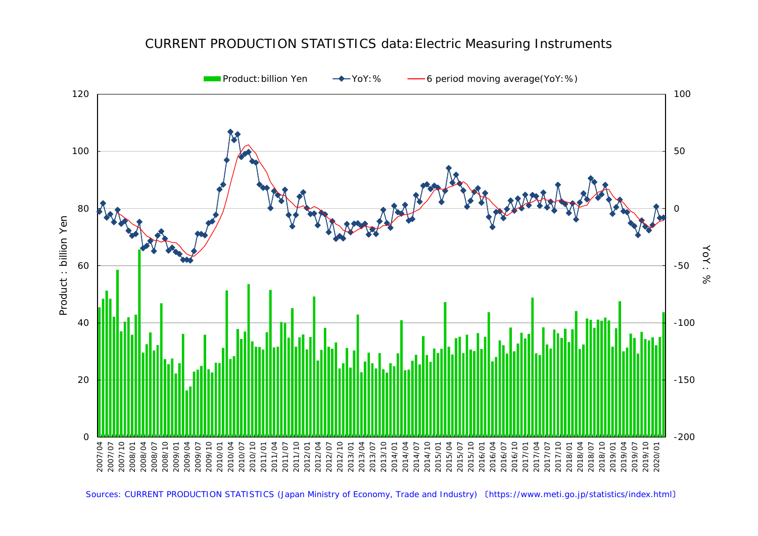# CURRENT PRODUCTION STATISTICS data:Electric Measuring Instruments

Product:billion Yen

YoY:%

6 period moving average(YoY:%)

Product : billion Yen

YoY : %

120
100
80
60
40
20
0

100
50
0
-50
-100
-150
-200

2007/04
2007/07
2007/10
2008/01
2008/04
2008/07
2008/10
2009/01
2009/04
2009/07
2009/10
2010/01
2010/04
2010/07
2010/10
2011/01
2011/04
2011/07
2011/10
2012/01
2012/04
2012/07
2012/10
2013/01
2013/04
2013/07
2013/10
2014/01
2014/04
2014/07
2014/10
2015/01
2015/04
2015/07
2015/10
2016/01
2016/04
2016/07
2016/10
2017/01
2017/04
2017/07
2017/10
2018/01
2018/04
2018/07
2018/10
2019/01
2019/04
2019/07
2019/10
2020/01

Sources: CURRENT PRODUCTION STATISTICS (Japan Ministry of Economy, Trade and Industry) 〔https://www.meti.go.jp/statistics/index.html〕